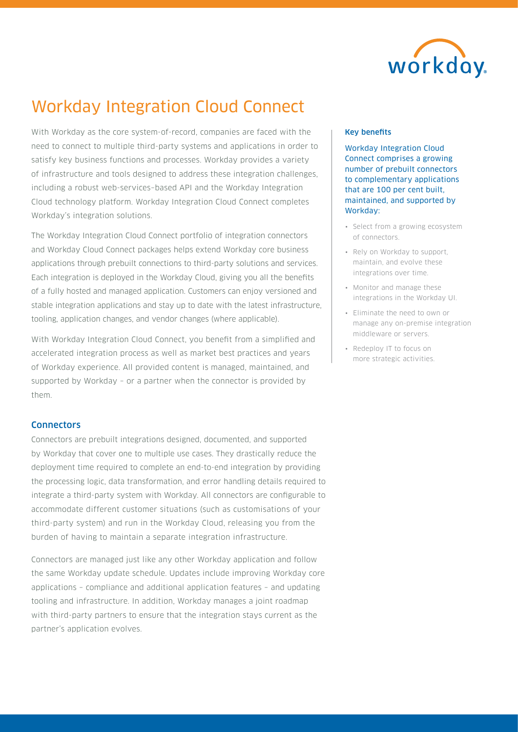# Workday Integration Cloud Connect

With Workday as the core system-of-record, companies are faced with the need to connect to multiple third-party systems and applications in order to satisfy key business functions and processes. Workday provides a variety of infrastructure and tools designed to address these integration challenges, including a robust web-services–based API and the Workday Integration Cloud technology platform. Workday Integration Cloud Connect completes Workday's integration solutions.

The Workday Integration Cloud Connect portfolio of integration connectors and Workday Cloud Connect packages helps extend Workday core business applications through prebuilt connections to third-party solutions and services. Each integration is deployed in the Workday Cloud, giving you all the benefits of a fully hosted and managed application. Customers can enjoy versioned and stable integration applications and stay up to date with the latest infrastructure, tooling, application changes, and vendor changes (where applicable).

With Workday Integration Cloud Connect, you benefit from a simplified and accelerated integration process as well as market best practices and years of Workday experience. All provided content is managed, maintained, and supported by Workday – or a partner when the connector is provided by them.

## Connectors

Connectors are prebuilt integrations designed, documented, and supported by Workday that cover one to multiple use cases. They drastically reduce the deployment time required to complete an end-to-end integration by providing the processing logic, data transformation, and error handling details required to integrate a third-party system with Workday. All connectors are configurable to accommodate different customer situations (such as customisations of your third-party system) and run in the Workday Cloud, releasing you from the burden of having to maintain a separate integration infrastructure.

Connectors are managed just like any other Workday application and follow the same Workday update schedule. Updates include improving Workday core applications – compliance and additional application features – and updating tooling and infrastructure. In addition, Workday manages a joint roadmap with third-party partners to ensure that the integration stays current as the partner's application evolves.

### Key benefits

Workday Integration Cloud Connect comprises a growing number of prebuilt connectors to complementary applications that are 100 per cent built, maintained, and supported by Workday:

- Select from a growing ecosystem of connectors.
- Rely on Workday to support, maintain, and evolve these integrations over time.
- Monitor and manage these integrations in the Workday UI.
- Eliminate the need to own or manage any on-premise integration middleware or servers.
- Redeploy IT to focus on more strategic activities.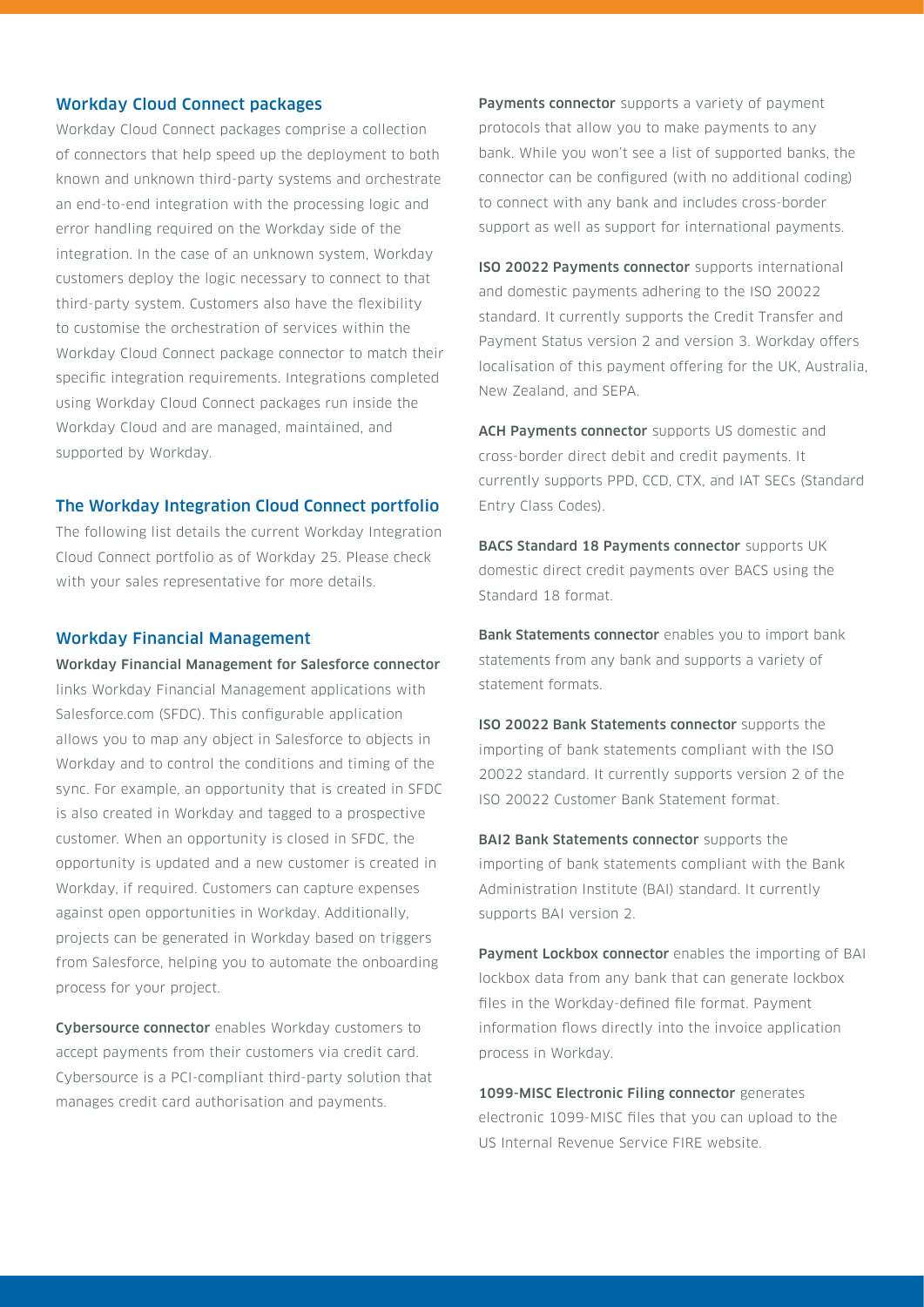## Workday Cloud Connect packages

Workday Cloud Connect packages comprise a collection of connectors that help speed up the deployment to both known and unknown third-party systems and orchestrate an end-to-end integration with the processing logic and error handling required on the Workday side of the integration. In the case of an unknown system, Workday customers deploy the logic necessary to connect to that third-party system. Customers also have the flexibility to customise the orchestration of services within the Workday Cloud Connect package connector to match their specific integration requirements. Integrations completed using Workday Cloud Connect packages run inside the Workday Cloud and are managed, maintained, and supported by Workday.

## The Workday Integration Cloud Connect portfolio

The following list details the current Workday Integration Cloud Connect portfolio as of Workday 25. Please check with your sales representative for more details.

## Workday Financial Management

**Workday Financial Management for Salesforce connector** links Workday Financial Management applications with Salesforce.com (SFDC). This configurable application allows you to map any object in Salesforce to objects in Workday and to control the conditions and timing of the sync. For example, an opportunity that is created in SFDC is also created in Workday and tagged to a prospective customer. When an opportunity is closed in SFDC, the opportunity is updated and a new customer is created in Workday, if required. Customers can capture expenses against open opportunities in Workday. Additionally, projects can be generated in Workday based on triggers from Salesforce, helping you to automate the onboarding process for your project.

**Cybersource connector** enables Workday customers to accept payments from their customers via credit card. Cybersource is a PCI-compliant third-party solution that manages credit card authorisation and payments.

**Payments connector** supports a variety of payment protocols that allow you to make payments to any bank. While you won't see a list of supported banks, the connector can be configured (with no additional coding) to connect with any bank and includes cross-border support as well as support for international payments.

**ISO 20022 Payments connector** supports international and domestic payments adhering to the ISO 20022 standard. It currently supports the Credit Transfer and Payment Status version 2 and version 3. Workday offers localisation of this payment offering for the UK, Australia, New Zealand, and SEPA.

**ACH Payments connector** supports US domestic and cross-border direct debit and credit payments. It currently supports PPD, CCD, CTX, and IAT SECs (Standard Entry Class Codes).

**BACS Standard 18 Payments connector** supports UK domestic direct credit payments over BACS using the Standard 18 format.

**Bank Statements connector** enables you to import bank statements from any bank and supports a variety of statement formats.

**ISO 20022 Bank Statements connector** supports the importing of bank statements compliant with the ISO 20022 standard. It currently supports version 2 of the ISO 20022 Customer Bank Statement format.

**BAI2 Bank Statements connector** supports the importing of bank statements compliant with the Bank Administration Institute (BAI) standard. It currently supports BAI version 2.

**Payment Lockbox connector** enables the importing of BAI lockbox data from any bank that can generate lockbox files in the Workday-defined file format. Payment information flows directly into the invoice application process in Workday.

**1099-MISC Electronic Filing connector** generates electronic 1099-MISC files that you can upload to the US Internal Revenue Service FIRE website.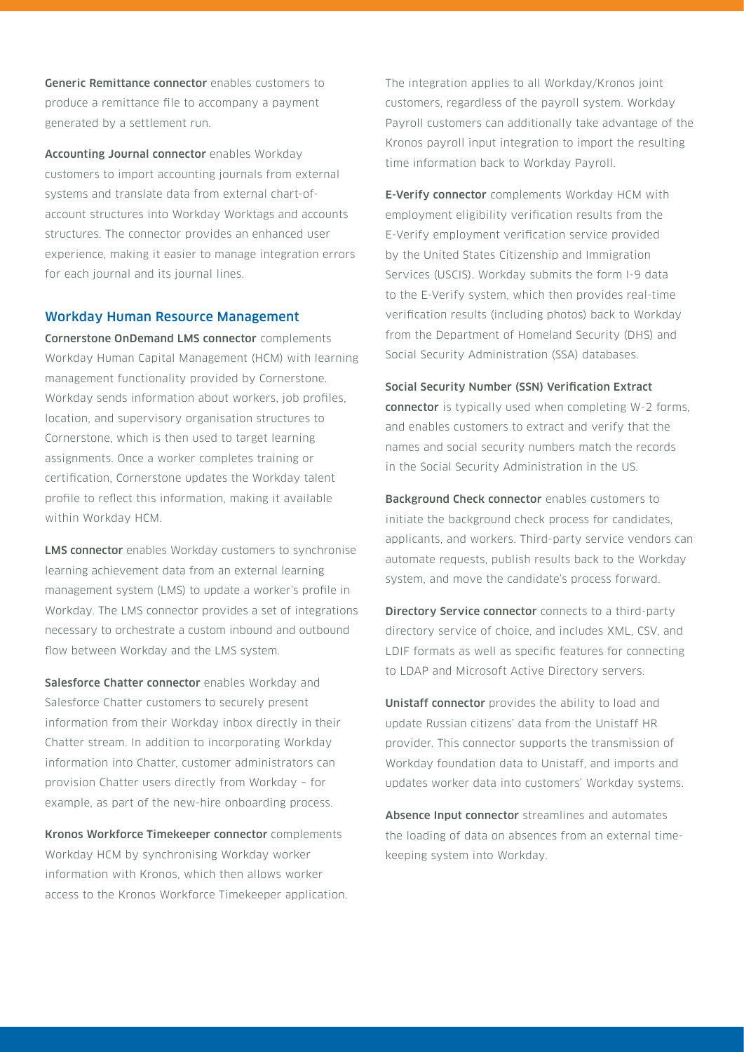**Generic Remittance connector** enables customers to produce a remittance file to accompany a payment generated by a settlement run.

**Accounting Journal connector** enables Workday customers to import accounting journals from external systems and translate data from external chart-of-account structures into Workday Worktags and accounts structures. The connector provides an enhanced user experience, making it easier to manage integration errors for each journal and its journal lines.

## Workday Human Resource Management

**Cornerstone OnDemand LMS connector** complements Workday Human Capital Management (HCM) with learning management functionality provided by Cornerstone. Workday sends information about workers, job profiles, location, and supervisory organisation structures to Cornerstone, which is then used to target learning assignments. Once a worker completes training or certification, Cornerstone updates the Workday talent profile to reflect this information, making it available within Workday HCM.

**LMS connector** enables Workday customers to synchronise learning achievement data from an external learning management system (LMS) to update a worker's profile in Workday. The LMS connector provides a set of integrations necessary to orchestrate a custom inbound and outbound flow between Workday and the LMS system.

**Salesforce Chatter connector** enables Workday and Salesforce Chatter customers to securely present information from their Workday inbox directly in their Chatter stream. In addition to incorporating Workday information into Chatter, customer administrators can provision Chatter users directly from Workday – for example, as part of the new-hire onboarding process.

**Kronos Workforce Timekeeper connector** complements Workday HCM by synchronising Workday worker information with Kronos, which then allows worker access to the Kronos Workforce Timekeeper application. The integration applies to all Workday/Kronos joint customers, regardless of the payroll system. Workday Payroll customers can additionally take advantage of the Kronos payroll input integration to import the resulting time information back to Workday Payroll.

**E-Verify connector** complements Workday HCM with employment eligibility verification results from the E-Verify employment verification service provided by the United States Citizenship and Immigration Services (USCIS). Workday submits the form I-9 data to the E-Verify system, which then provides real-time verification results (including photos) back to Workday from the Department of Homeland Security (DHS) and Social Security Administration (SSA) databases.

**Social Security Number (SSN) Verification Extract connector** is typically used when completing W-2 forms, and enables customers to extract and verify that the names and social security numbers match the records in the Social Security Administration in the US.

**Background Check connector** enables customers to initiate the background check process for candidates, applicants, and workers. Third-party service vendors can automate requests, publish results back to the Workday system, and move the candidate's process forward.

**Directory Service connector** connects to a third-party directory service of choice, and includes XML, CSV, and LDIF formats as well as specific features for connecting to LDAP and Microsoft Active Directory servers.

**Unistaff connector** provides the ability to load and update Russian citizens' data from the Unistaff HR provider. This connector supports the transmission of Workday foundation data to Unistaff, and imports and updates worker data into customers' Workday systems.

**Absence Input connector** streamlines and automates the loading of data on absences from an external time-keeping system into Workday.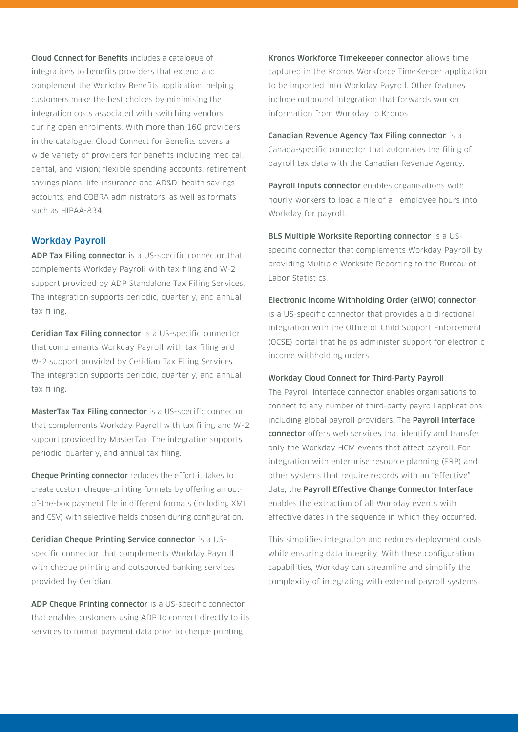**Cloud Connect for Benefits** includes a catalogue of integrations to benefits providers that extend and complement the Workday Benefits application, helping customers make the best choices by minimising the integration costs associated with switching vendors during open enrolments. With more than 160 providers in the catalogue, Cloud Connect for Benefits covers a wide variety of providers for benefits including medical, dental, and vision; flexible spending accounts; retirement savings plans; life insurance and AD&D; health savings accounts; and COBRA administrators, as well as formats such as HIPAA-834.

## Workday Payroll

**ADP Tax Filing connector** is a US-specific connector that complements Workday Payroll with tax filing and W-2 support provided by ADP Standalone Tax Filing Services. The integration supports periodic, quarterly, and annual tax filing.

**Ceridian Tax Filing connector** is a US-specific connector that complements Workday Payroll with tax filing and W-2 support provided by Ceridian Tax Filing Services. The integration supports periodic, quarterly, and annual tax filing.

**MasterTax Tax Filing connector** is a US-specific connector that complements Workday Payroll with tax filing and W-2 support provided by MasterTax. The integration supports periodic, quarterly, and annual tax filing.

**Cheque Printing connector** reduces the effort it takes to create custom cheque-printing formats by offering an out-of-the-box payment file in different formats (including XML and CSV) with selective fields chosen during configuration.

**Ceridian Cheque Printing Service connector** is a US-specific connector that complements Workday Payroll with cheque printing and outsourced banking services provided by Ceridian.

**ADP Cheque Printing connector** is a US-specific connector that enables customers using ADP to connect directly to its services to format payment data prior to cheque printing.

**Kronos Workforce Timekeeper connector** allows time captured in the Kronos Workforce TimeKeeper application to be imported into Workday Payroll. Other features include outbound integration that forwards worker information from Workday to Kronos.

**Canadian Revenue Agency Tax Filing connector** is a Canada-specific connector that automates the filing of payroll tax data with the Canadian Revenue Agency.

**Payroll Inputs connector** enables organisations with hourly workers to load a file of all employee hours into Workday for payroll.

**BLS Multiple Worksite Reporting connector** is a US-specific connector that complements Workday Payroll by providing Multiple Worksite Reporting to the Bureau of Labor Statistics.

**Electronic Income Withholding Order (eIWO) connector** is a US-specific connector that provides a bidirectional integration with the Office of Child Support Enforcement (OCSE) portal that helps administer support for electronic income withholding orders.

**Workday Cloud Connect for Third-Party Payroll**

The Payroll Interface connector enables organisations to connect to any number of third-party payroll applications, including global payroll providers. The **Payroll Interface connector** offers web services that identify and transfer only the Workday HCM events that affect payroll. For integration with enterprise resource planning (ERP) and other systems that require records with an "effective" date, the **Payroll Effective Change Connector Interface** enables the extraction of all Workday events with effective dates in the sequence in which they occurred.

This simplifies integration and reduces deployment costs while ensuring data integrity. With these configuration capabilities, Workday can streamline and simplify the complexity of integrating with external payroll systems.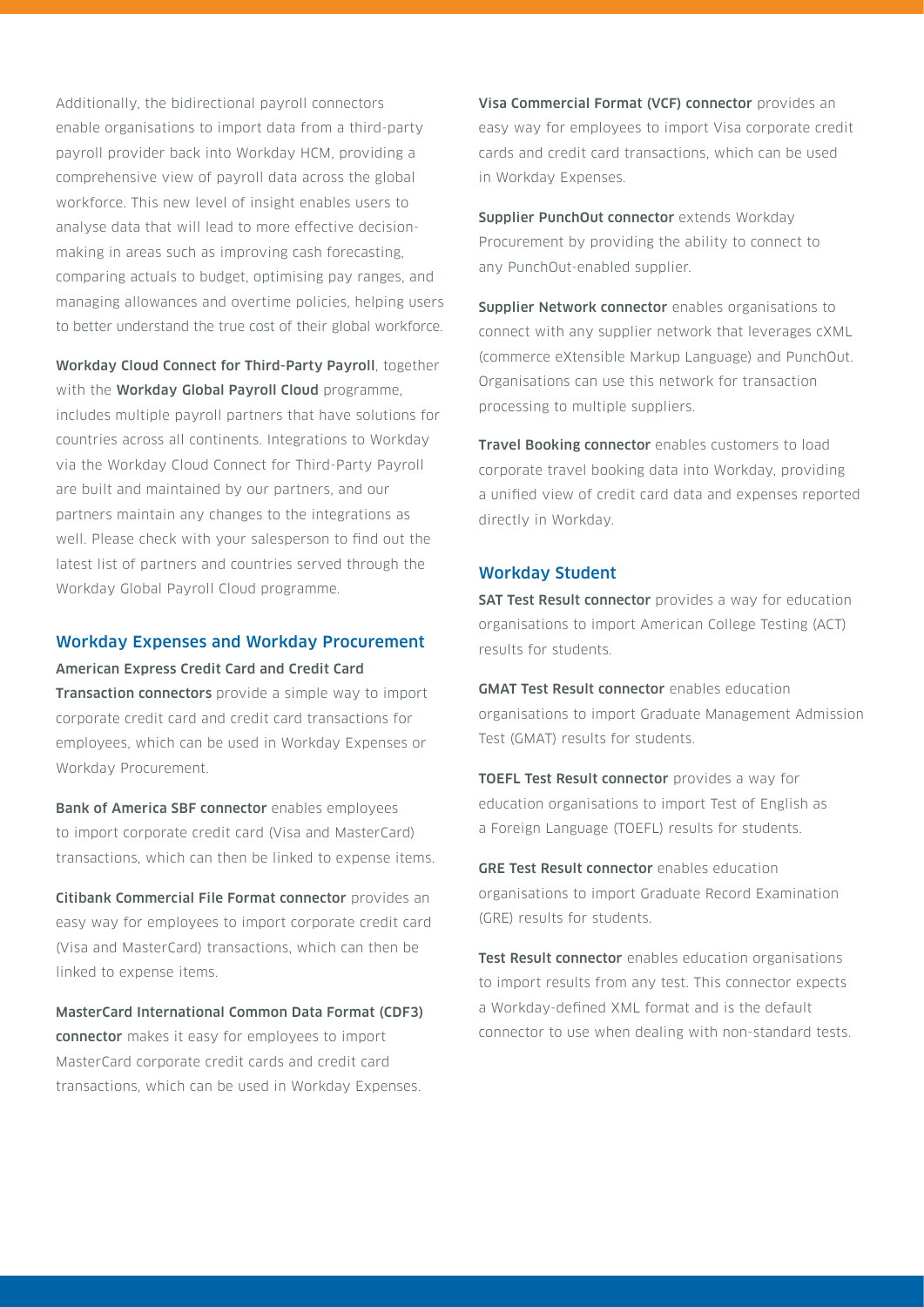Additionally, the bidirectional payroll connectors enable organisations to import data from a third-party payroll provider back into Workday HCM, providing a comprehensive view of payroll data across the global workforce. This new level of insight enables users to analyse data that will lead to more effective decision-making in areas such as improving cash forecasting, comparing actuals to budget, optimising pay ranges, and managing allowances and overtime policies, helping users to better understand the true cost of their global workforce.

**Workday Cloud Connect for Third-Party Payroll**, together with the **Workday Global Payroll Cloud** programme, includes multiple payroll partners that have solutions for countries across all continents. Integrations to Workday via the Workday Cloud Connect for Third-Party Payroll are built and maintained by our partners, and our partners maintain any changes to the integrations as well. Please check with your salesperson to find out the latest list of partners and countries served through the Workday Global Payroll Cloud programme.

## Workday Expenses and Workday Procurement

**American Express Credit Card and Credit Card Transaction connectors** provide a simple way to import corporate credit card and credit card transactions for employees, which can be used in Workday Expenses or Workday Procurement.

**Bank of America SBF connector** enables employees to import corporate credit card (Visa and MasterCard) transactions, which can then be linked to expense items.

**Citibank Commercial File Format connector** provides an easy way for employees to import corporate credit card (Visa and MasterCard) transactions, which can then be linked to expense items.

**MasterCard International Common Data Format (CDF3) connector** makes it easy for employees to import MasterCard corporate credit cards and credit card transactions, which can be used in Workday Expenses.

**Visa Commercial Format (VCF) connector** provides an easy way for employees to import Visa corporate credit cards and credit card transactions, which can be used in Workday Expenses.

**Supplier PunchOut connector** extends Workday Procurement by providing the ability to connect to any PunchOut-enabled supplier.

**Supplier Network connector** enables organisations to connect with any supplier network that leverages cXML (commerce eXtensible Markup Language) and PunchOut. Organisations can use this network for transaction processing to multiple suppliers.

**Travel Booking connector** enables customers to load corporate travel booking data into Workday, providing a unified view of credit card data and expenses reported directly in Workday.

## Workday Student

**SAT Test Result connector** provides a way for education organisations to import American College Testing (ACT) results for students.

**GMAT Test Result connector** enables education organisations to import Graduate Management Admission Test (GMAT) results for students.

**TOEFL Test Result connector** provides a way for education organisations to import Test of English as a Foreign Language (TOEFL) results for students.

**GRE Test Result connector** enables education organisations to import Graduate Record Examination (GRE) results for students.

**Test Result connector** enables education organisations to import results from any test. This connector expects a Workday-defined XML format and is the default connector to use when dealing with non-standard tests.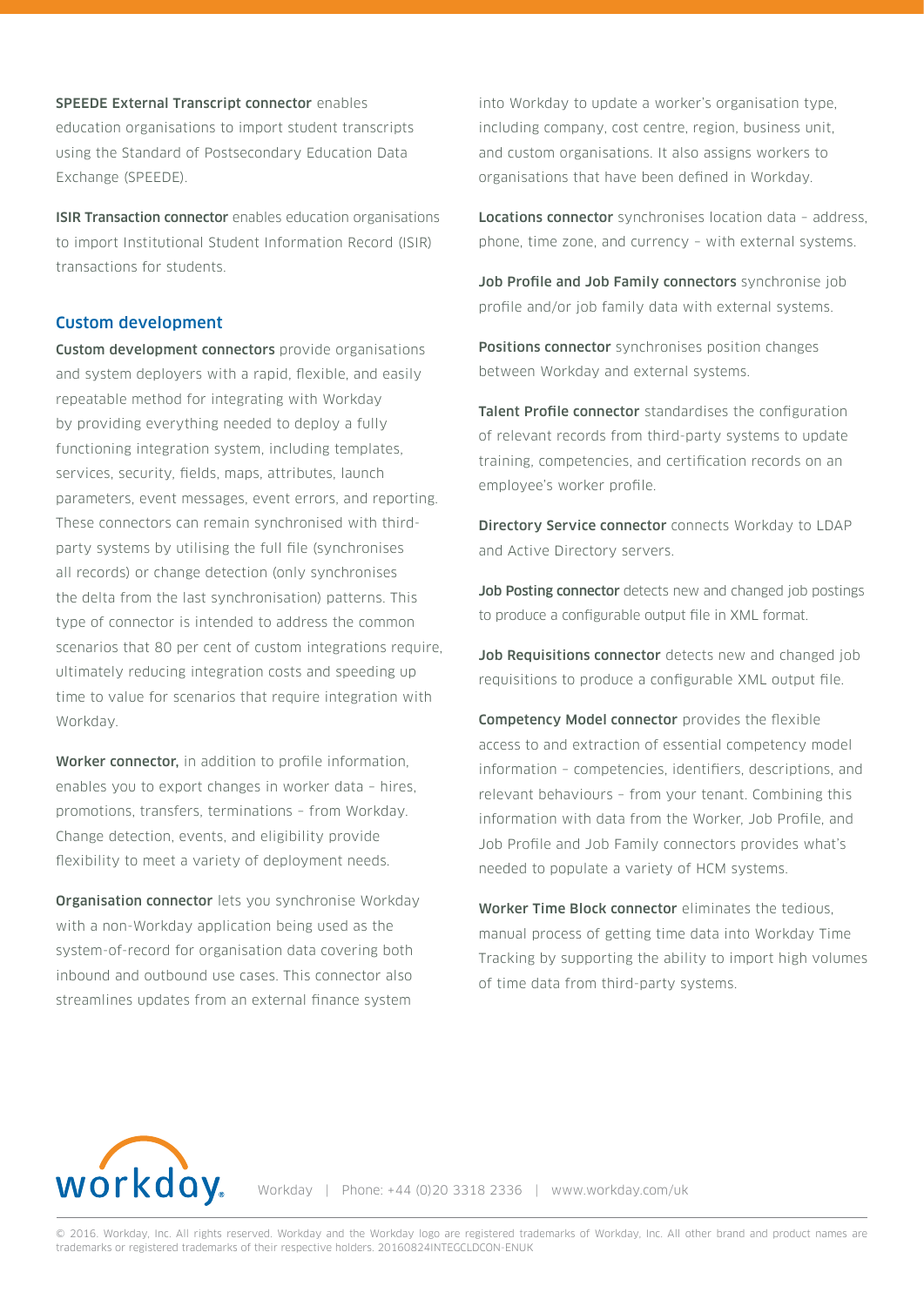**SPEEDE External Transcript connector** enables education organisations to import student transcripts using the Standard of Postsecondary Education Data Exchange (SPEEDE).

**ISIR Transaction connector** enables education organisations to import Institutional Student Information Record (ISIR) transactions for students.

## Custom development

**Custom development connectors** provide organisations and system deployers with a rapid, flexible, and easily repeatable method for integrating with Workday by providing everything needed to deploy a fully functioning integration system, including templates, services, security, fields, maps, attributes, launch parameters, event messages, event errors, and reporting. These connectors can remain synchronised with third-party systems by utilising the full file (synchronises all records) or change detection (only synchronises the delta from the last synchronisation) patterns. This type of connector is intended to address the common scenarios that 80 per cent of custom integrations require, ultimately reducing integration costs and speeding up time to value for scenarios that require integration with Workday.

**Worker connector,** in addition to profile information, enables you to export changes in worker data – hires, promotions, transfers, terminations – from Workday. Change detection, events, and eligibility provide flexibility to meet a variety of deployment needs.

**Organisation connector** lets you synchronise Workday with a non-Workday application being used as the system-of-record for organisation data covering both inbound and outbound use cases. This connector also streamlines updates from an external finance system into Workday to update a worker's organisation type, including company, cost centre, region, business unit, and custom organisations. It also assigns workers to organisations that have been defined in Workday.

**Locations connector** synchronises location data – address, phone, time zone, and currency – with external systems.

**Job Profile and Job Family connectors** synchronise job profile and/or job family data with external systems.

**Positions connector** synchronises position changes between Workday and external systems.

**Talent Profile connector** standardises the configuration of relevant records from third-party systems to update training, competencies, and certification records on an employee's worker profile.

**Directory Service connector** connects Workday to LDAP and Active Directory servers.

**Job Posting connector** detects new and changed job postings to produce a configurable output file in XML format.

**Job Requisitions connector** detects new and changed job requisitions to produce a configurable XML output file.

**Competency Model connector** provides the flexible access to and extraction of essential competency model information – competencies, identifiers, descriptions, and relevant behaviours – from your tenant. Combining this information with data from the Worker, Job Profile, and Job Profile and Job Family connectors provides what's needed to populate a variety of HCM systems.

**Worker Time Block connector** eliminates the tedious, manual process of getting time data into Workday Time Tracking by supporting the ability to import high volumes of time data from third-party systems.

workday.

Workday | Phone: +44 (0)20 3318 2336 | www.workday.com/uk

© 2016. Workday, Inc. All rights reserved. Workday and the Workday logo are registered trademarks of Workday, Inc. All other brand and product names are trademarks or registered trademarks of their respective holders. 20160824INTEGCLDCON-ENUK